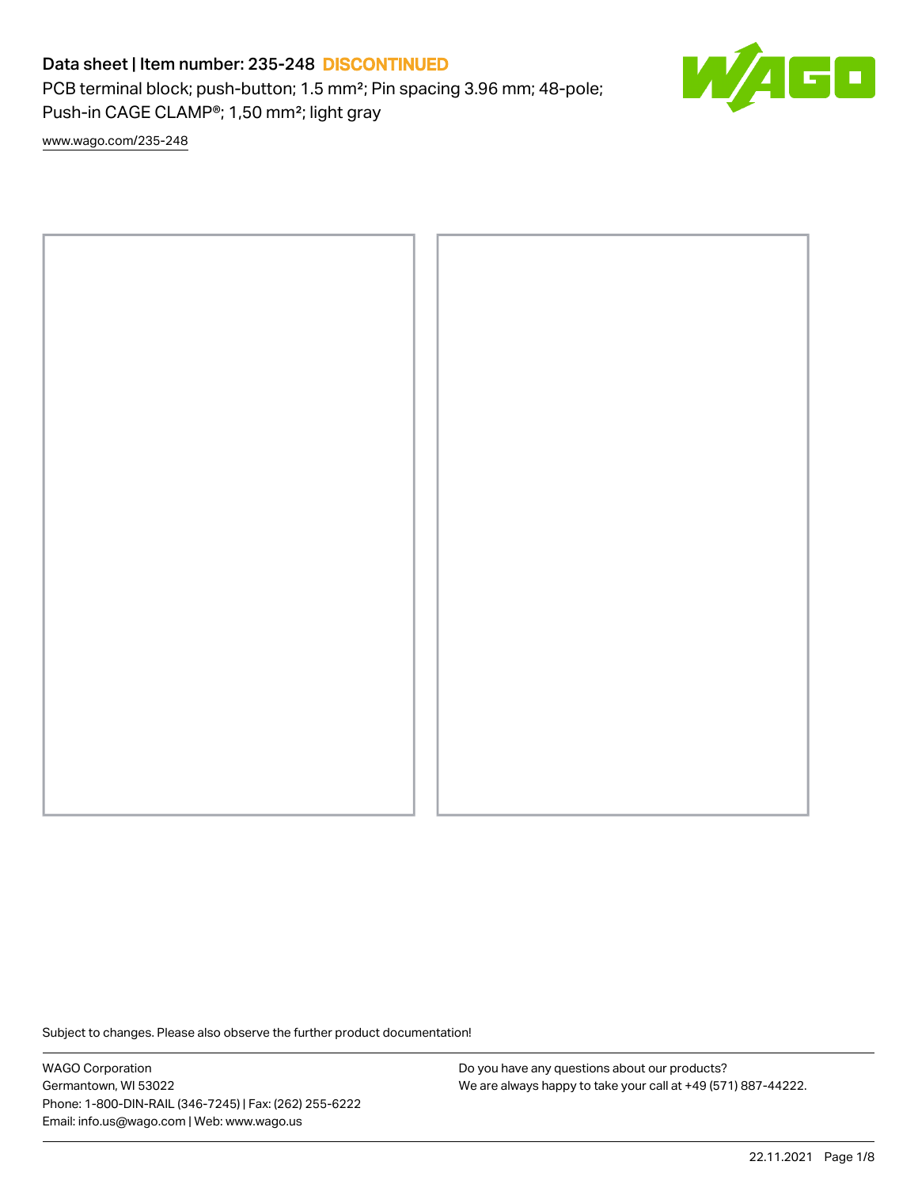# Data sheet | Item number: 235-248 DISCONTINUED

PCB terminal block; push-button; 1.5 mm²; Pin spacing 3.96 mm; 48-pole; Push-in CAGE CLAMP®; 1,50 mm²; light gray

www.wago.com/235-248

Subject to changes. Please also observe the further product documentation!

WAGO Corporation
Germantown, WI 53022
Phone: 1-800-DIN-RAIL (346-7245) | Fax: (262) 255-6222
Email: info.us@wago.com | Web: www.wago.us

Do you have any questions about our products?
We are always happy to take your call at +49 (571) 887-44222.

22.11.2021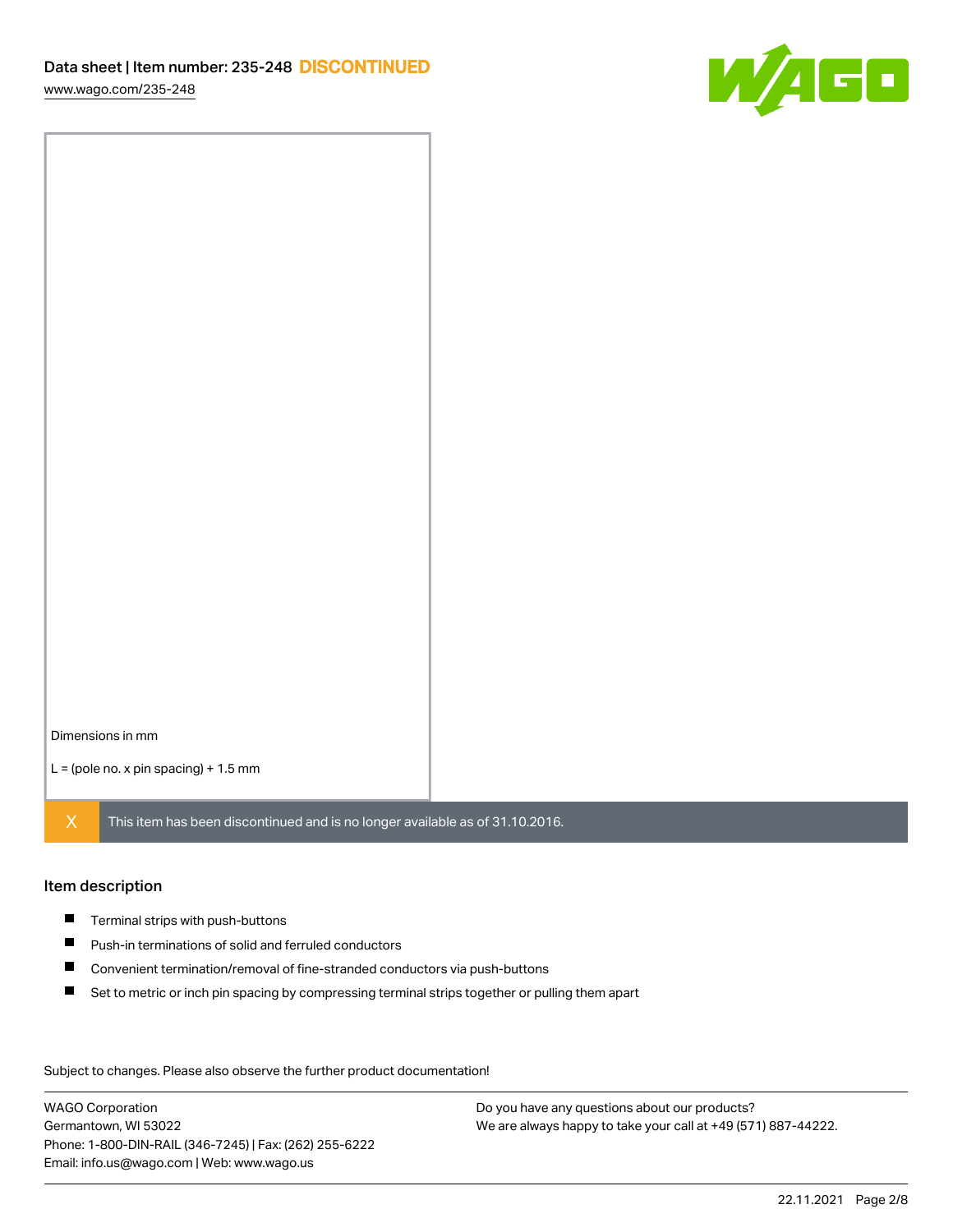Dimensions in mm

L = (pole no. x pin spacing) + 1.5 mm

X This item has been discontinued and is no longer available as of 31.10.2016.

## Item description

- Terminal strips with push-buttons
- Push-in terminations of solid and ferruled conductors
- Convenient termination/removal of fine-stranded conductors via push-buttons
- Set to metric or inch pin spacing by compressing terminal strips together or pulling them apart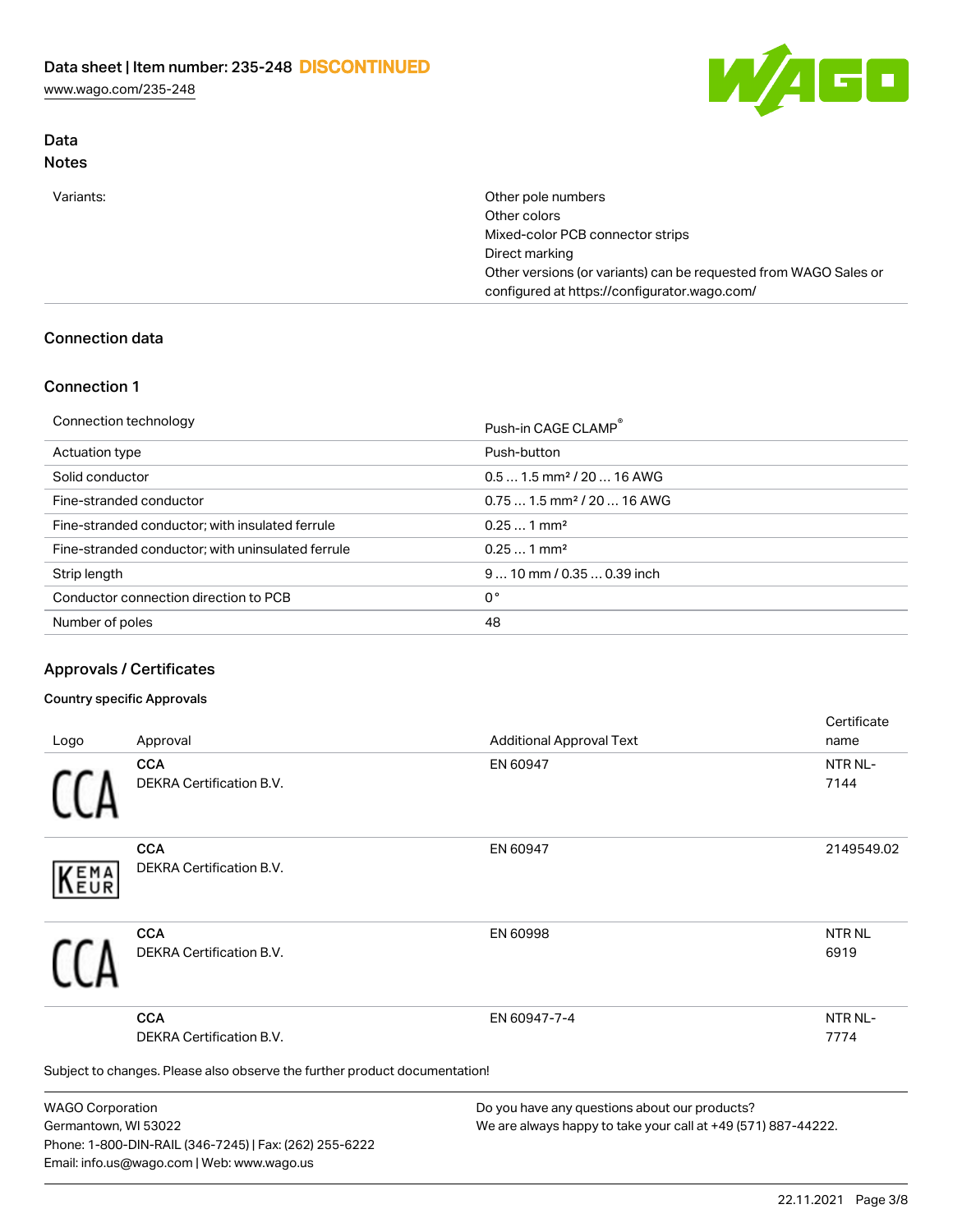## Data

### Notes

| | |
|---|---|
| Variants: | Other pole numbers<br>Other colors<br>Mixed-color PCB connector strips<br>Direct marking<br>Other versions (or variants) can be requested from WAGO Sales or configured at https://configurator.wago.com/ |

## Connection data

### Connection 1

| | |
|---|---|
| Connection technology | Push-in CAGE CLAMP® |
| Actuation type | Push-button |
| Solid conductor | 0.5 … 1.5 mm² / 20 … 16 AWG |
| Fine-stranded conductor | 0.75 … 1.5 mm² / 20 … 16 AWG |
| Fine-stranded conductor; with insulated ferrule | 0.25 … 1 mm² |
| Fine-stranded conductor; with uninsulated ferrule | 0.25 … 1 mm² |
| Strip length | 9 … 10 mm / 0.35 … 0.39 inch |
| Conductor connection direction to PCB | 0 ° |
| Number of poles | 48 |

## Approvals / Certificates

#### Country specific Approvals

| Logo | Approval | Additional Approval Text | Certificate name |
|---|---|---|---|
| | **CCA**<br>DEKRA Certification B.V. | EN 60947 | NTR NL-7144 |
| | **CCA**<br>DEKRA Certification B.V. | EN 60947 | 2149549.02 |
| | **CCA**<br>DEKRA Certification B.V. | EN 60998 | NTR NL 6919 |
| | **CCA**<br>DEKRA Certification B.V. | EN 60947-7-4 | NTR NL-7774 |

Subject to changes. Please also observe the further product documentation!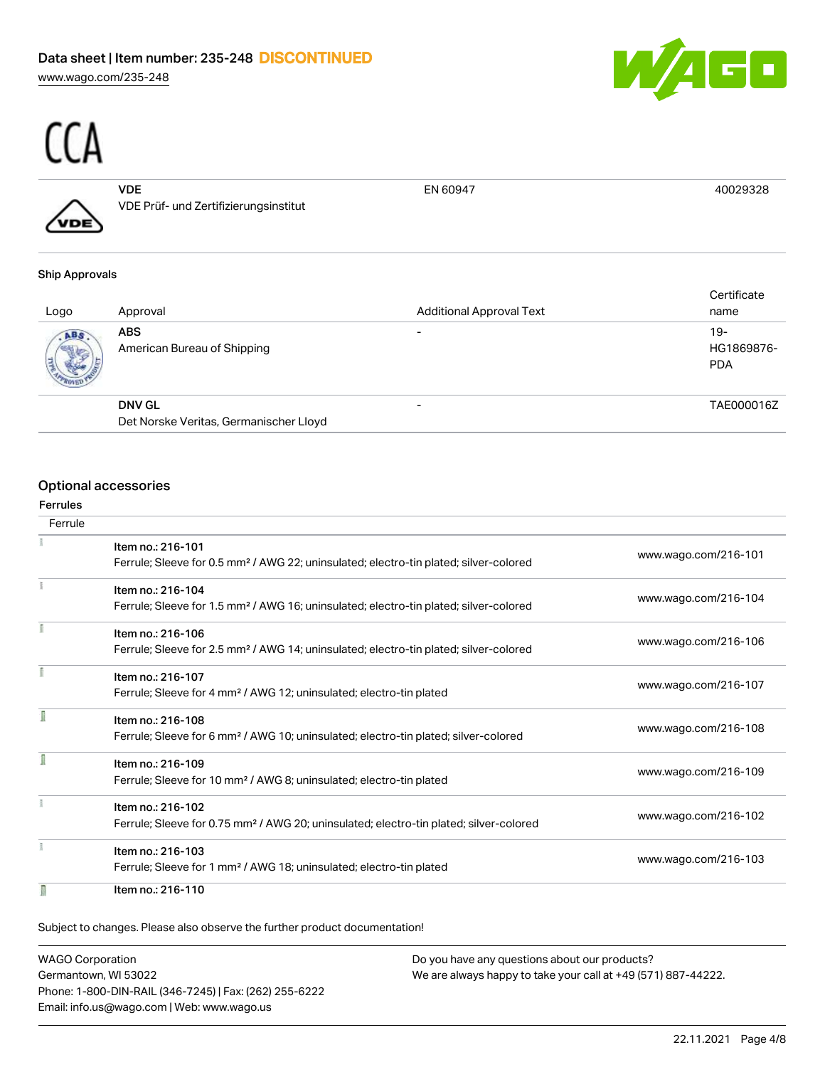CCA

| | | | |
|---|---|---|---|
| | **VDE**<br>VDE Prüf- und Zertifizierungsinstitut | EN 60947 | 40029328 |

### Ship Approvals

| Logo | Approval | Additional Approval Text | Certificate name |
|---|---|---|---|
| | **ABS**<br>American Bureau of Shipping | - | 19-HG1869876-PDA |
| | **DNV GL**<br>Det Norske Veritas, Germanischer Lloyd | - | TAE000016Z |

## Optional accessories

### Ferrules

| Ferrule | | |
|---|---|---|
| | **Item no.: 216-101**<br>Ferrule; Sleeve for 0.5 mm² / AWG 22; uninsulated; electro-tin plated; silver-colored | www.wago.com/216-101 |
| | **Item no.: 216-104**<br>Ferrule; Sleeve for 1.5 mm² / AWG 16; uninsulated; electro-tin plated; silver-colored | www.wago.com/216-104 |
| | **Item no.: 216-106**<br>Ferrule; Sleeve for 2.5 mm² / AWG 14; uninsulated; electro-tin plated; silver-colored | www.wago.com/216-106 |
| | **Item no.: 216-107**<br>Ferrule; Sleeve for 4 mm² / AWG 12; uninsulated; electro-tin plated | www.wago.com/216-107 |
| | **Item no.: 216-108**<br>Ferrule; Sleeve for 6 mm² / AWG 10; uninsulated; electro-tin plated; silver-colored | www.wago.com/216-108 |
| | **Item no.: 216-109**<br>Ferrule; Sleeve for 10 mm² / AWG 8; uninsulated; electro-tin plated | www.wago.com/216-109 |
| | **Item no.: 216-102**<br>Ferrule; Sleeve for 0.75 mm² / AWG 20; uninsulated; electro-tin plated; silver-colored | www.wago.com/216-102 |
| | **Item no.: 216-103**<br>Ferrule; Sleeve for 1 mm² / AWG 18; uninsulated; electro-tin plated | www.wago.com/216-103 |
| | **Item no.: 216-110** | |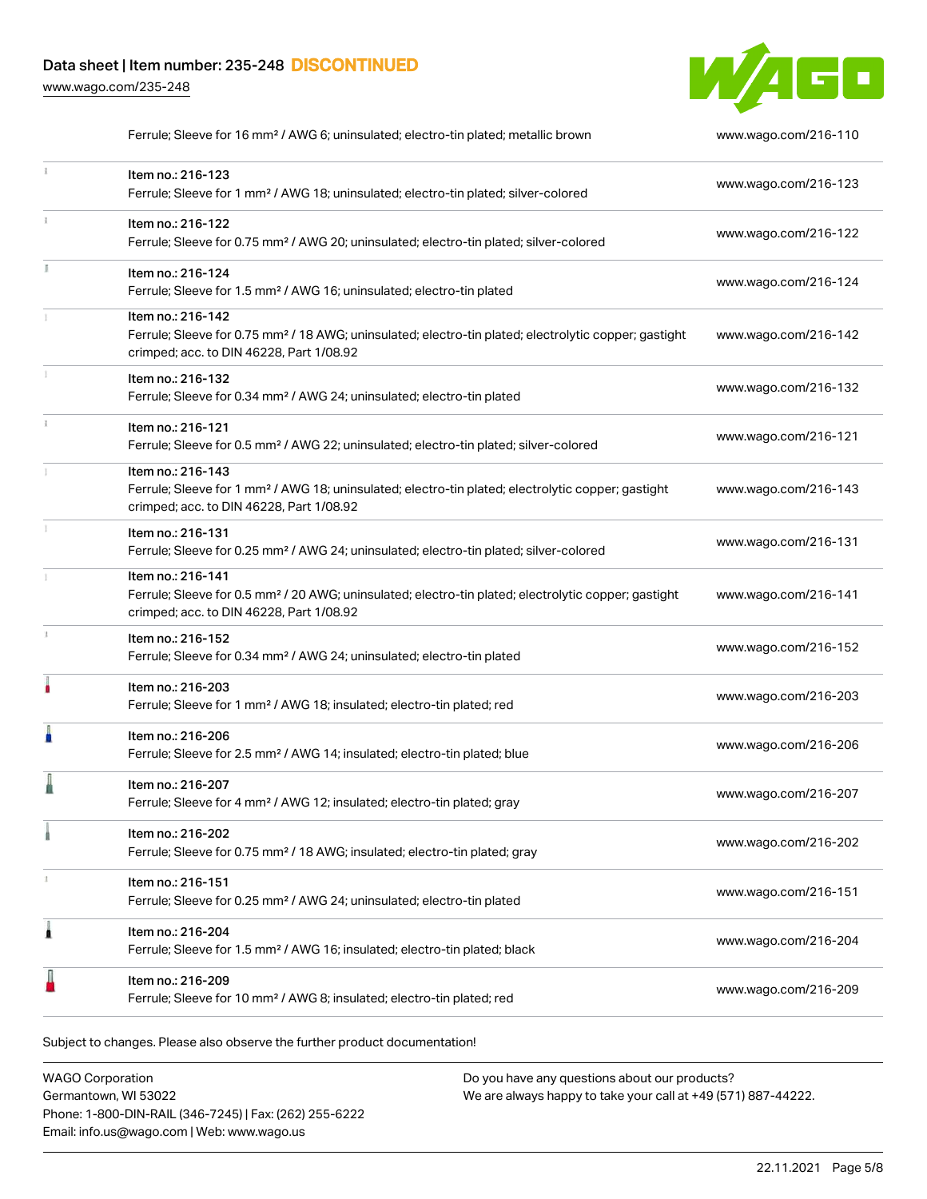| | | |
|---|---|---|
| | Ferrule; Sleeve for 16 mm² / AWG 6; uninsulated; electro-tin plated; metallic brown | www.wago.com/216-110 |
| | Item no.: 216-123<br>Ferrule; Sleeve for 1 mm² / AWG 18; uninsulated; electro-tin plated; silver-colored | www.wago.com/216-123 |
| | Item no.: 216-122<br>Ferrule; Sleeve for 0.75 mm² / AWG 20; uninsulated; electro-tin plated; silver-colored | www.wago.com/216-122 |
| | Item no.: 216-124<br>Ferrule; Sleeve for 1.5 mm² / AWG 16; uninsulated; electro-tin plated | www.wago.com/216-124 |
| | Item no.: 216-142<br>Ferrule; Sleeve for 0.75 mm² / 18 AWG; uninsulated; electro-tin plated; electrolytic copper; gastight crimped; acc. to DIN 46228, Part 1/08.92 | www.wago.com/216-142 |
| | Item no.: 216-132<br>Ferrule; Sleeve for 0.34 mm² / AWG 24; uninsulated; electro-tin plated | www.wago.com/216-132 |
| | Item no.: 216-121<br>Ferrule; Sleeve for 0.5 mm² / AWG 22; uninsulated; electro-tin plated; silver-colored | www.wago.com/216-121 |
| | Item no.: 216-143<br>Ferrule; Sleeve for 1 mm² / AWG 18; uninsulated; electro-tin plated; electrolytic copper; gastight crimped; acc. to DIN 46228, Part 1/08.92 | www.wago.com/216-143 |
| | Item no.: 216-131<br>Ferrule; Sleeve for 0.25 mm² / AWG 24; uninsulated; electro-tin plated; silver-colored | www.wago.com/216-131 |
| | Item no.: 216-141<br>Ferrule; Sleeve for 0.5 mm² / 20 AWG; uninsulated; electro-tin plated; electrolytic copper; gastight crimped; acc. to DIN 46228, Part 1/08.92 | www.wago.com/216-141 |
| | Item no.: 216-152<br>Ferrule; Sleeve for 0.34 mm² / AWG 24; uninsulated; electro-tin plated | www.wago.com/216-152 |
| | Item no.: 216-203<br>Ferrule; Sleeve for 1 mm² / AWG 18; insulated; electro-tin plated; red | www.wago.com/216-203 |
| | Item no.: 216-206<br>Ferrule; Sleeve for 2.5 mm² / AWG 14; insulated; electro-tin plated; blue | www.wago.com/216-206 |
| | Item no.: 216-207<br>Ferrule; Sleeve for 4 mm² / AWG 12; insulated; electro-tin plated; gray | www.wago.com/216-207 |
| | Item no.: 216-202<br>Ferrule; Sleeve for 0.75 mm² / 18 AWG; insulated; electro-tin plated; gray | www.wago.com/216-202 |
| | Item no.: 216-151<br>Ferrule; Sleeve for 0.25 mm² / AWG 24; uninsulated; electro-tin plated | www.wago.com/216-151 |
| | Item no.: 216-204<br>Ferrule; Sleeve for 1.5 mm² / AWG 16; insulated; electro-tin plated; black | www.wago.com/216-204 |
| | Item no.: 216-209<br>Ferrule; Sleeve for 10 mm² / AWG 8; insulated; electro-tin plated; red | www.wago.com/216-209 |

Subject to changes. Please also observe the further product documentation!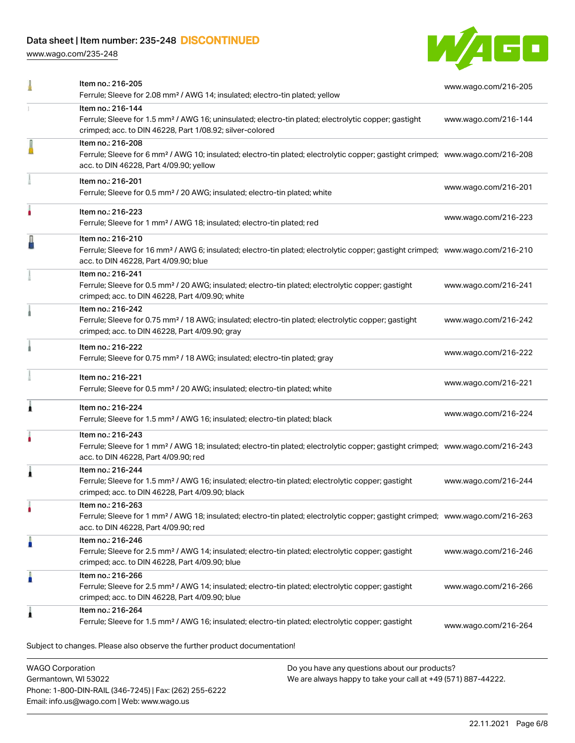| Item | URL |
| --- | --- |
| Item no.: 216-205<br>Ferrule; Sleeve for 2.08 mm² / AWG 14; insulated; electro-tin plated; yellow | www.wago.com/216-205 |
| Item no.: 216-144<br>Ferrule; Sleeve for 1.5 mm² / AWG 16; uninsulated; electro-tin plated; electrolytic copper; gastight crimped; acc. to DIN 46228, Part 1/08.92; silver-colored | www.wago.com/216-144 |
| Item no.: 216-208<br>Ferrule; Sleeve for 6 mm² / AWG 10; insulated; electro-tin plated; electrolytic copper; gastight crimped; acc. to DIN 46228, Part 4/09.90; yellow | www.wago.com/216-208 |
| Item no.: 216-201<br>Ferrule; Sleeve for 0.5 mm² / 20 AWG; insulated; electro-tin plated; white | www.wago.com/216-201 |
| Item no.: 216-223<br>Ferrule; Sleeve for 1 mm² / AWG 18; insulated; electro-tin plated; red | www.wago.com/216-223 |
| Item no.: 216-210<br>Ferrule; Sleeve for 16 mm² / AWG 6; insulated; electro-tin plated; electrolytic copper; gastight crimped; acc. to DIN 46228, Part 4/09.90; blue | www.wago.com/216-210 |
| Item no.: 216-241<br>Ferrule; Sleeve for 0.5 mm² / 20 AWG; insulated; electro-tin plated; electrolytic copper; gastight crimped; acc. to DIN 46228, Part 4/09.90; white | www.wago.com/216-241 |
| Item no.: 216-242<br>Ferrule; Sleeve for 0.75 mm² / 18 AWG; insulated; electro-tin plated; electrolytic copper; gastight crimped; acc. to DIN 46228, Part 4/09.90; gray | www.wago.com/216-242 |
| Item no.: 216-222<br>Ferrule; Sleeve for 0.75 mm² / 18 AWG; insulated; electro-tin plated; gray | www.wago.com/216-222 |
| Item no.: 216-221<br>Ferrule; Sleeve for 0.5 mm² / 20 AWG; insulated; electro-tin plated; white | www.wago.com/216-221 |
| Item no.: 216-224<br>Ferrule; Sleeve for 1.5 mm² / AWG 16; insulated; electro-tin plated; black | www.wago.com/216-224 |
| Item no.: 216-243<br>Ferrule; Sleeve for 1 mm² / AWG 18; insulated; electro-tin plated; electrolytic copper; gastight crimped; acc. to DIN 46228, Part 4/09.90; red | www.wago.com/216-243 |
| Item no.: 216-244<br>Ferrule; Sleeve for 1.5 mm² / AWG 16; insulated; electro-tin plated; electrolytic copper; gastight crimped; acc. to DIN 46228, Part 4/09.90; black | www.wago.com/216-244 |
| Item no.: 216-263<br>Ferrule; Sleeve for 1 mm² / AWG 18; insulated; electro-tin plated; electrolytic copper; gastight crimped; acc. to DIN 46228, Part 4/09.90; red | www.wago.com/216-263 |
| Item no.: 216-246<br>Ferrule; Sleeve for 2.5 mm² / AWG 14; insulated; electro-tin plated; electrolytic copper; gastight crimped; acc. to DIN 46228, Part 4/09.90; blue | www.wago.com/216-246 |
| Item no.: 216-266<br>Ferrule; Sleeve for 2.5 mm² / AWG 14; insulated; electro-tin plated; electrolytic copper; gastight crimped; acc. to DIN 46228, Part 4/09.90; blue | www.wago.com/216-266 |
| Item no.: 216-264<br>Ferrule; Sleeve for 1.5 mm² / AWG 16; insulated; electro-tin plated; electrolytic copper; gastight | www.wago.com/216-264 |

Subject to changes. Please also observe the further product documentation!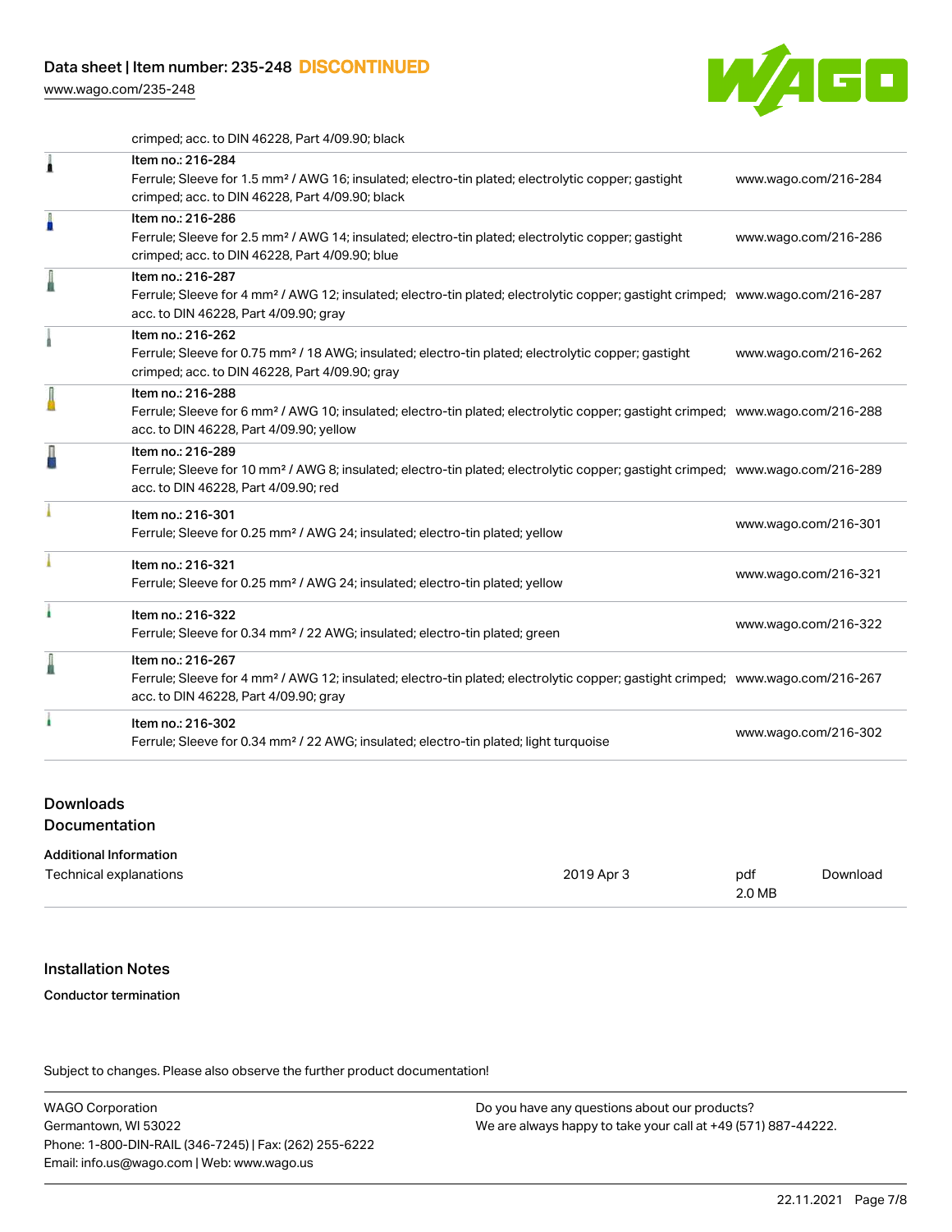| | | |
|---|---|---|
| | crimped; acc. to DIN 46228, Part 4/09.90; black | |
| | Item no.: 216-284<br>Ferrule; Sleeve for 1.5 mm² / AWG 16; insulated; electro-tin plated; electrolytic copper; gastight crimped; acc. to DIN 46228, Part 4/09.90; black | www.wago.com/216-284 |
| | Item no.: 216-286<br>Ferrule; Sleeve for 2.5 mm² / AWG 14; insulated; electro-tin plated; electrolytic copper; gastight crimped; acc. to DIN 46228, Part 4/09.90; blue | www.wago.com/216-286 |
| | Item no.: 216-287<br>Ferrule; Sleeve for 4 mm² / AWG 12; insulated; electro-tin plated; electrolytic copper; gastight crimped; acc. to DIN 46228, Part 4/09.90; gray | www.wago.com/216-287 |
| | Item no.: 216-262<br>Ferrule; Sleeve for 0.75 mm² / 18 AWG; insulated; electro-tin plated; electrolytic copper; gastight crimped; acc. to DIN 46228, Part 4/09.90; gray | www.wago.com/216-262 |
| | Item no.: 216-288<br>Ferrule; Sleeve for 6 mm² / AWG 10; insulated; electro-tin plated; electrolytic copper; gastight crimped; acc. to DIN 46228, Part 4/09.90; yellow | www.wago.com/216-288 |
| | Item no.: 216-289<br>Ferrule; Sleeve for 10 mm² / AWG 8; insulated; electro-tin plated; electrolytic copper; gastight crimped; acc. to DIN 46228, Part 4/09.90; red | www.wago.com/216-289 |
| | Item no.: 216-301<br>Ferrule; Sleeve for 0.25 mm² / AWG 24; insulated; electro-tin plated; yellow | www.wago.com/216-301 |
| | Item no.: 216-321<br>Ferrule; Sleeve for 0.25 mm² / AWG 24; insulated; electro-tin plated; yellow | www.wago.com/216-321 |
| | Item no.: 216-322<br>Ferrule; Sleeve for 0.34 mm² / 22 AWG; insulated; electro-tin plated; green | www.wago.com/216-322 |
| | Item no.: 216-267<br>Ferrule; Sleeve for 4 mm² / AWG 12; insulated; electro-tin plated; electrolytic copper; gastight crimped; acc. to DIN 46228, Part 4/09.90; gray | www.wago.com/216-267 |
| | Item no.: 216-302<br>Ferrule; Sleeve for 0.34 mm² / 22 AWG; insulated; electro-tin plated; light turquoise | www.wago.com/216-302 |

## Downloads
## Documentation

**Additional Information**

| | | | |
|---|---|---|---|
| Technical explanations | 2019 Apr 3 | pdf<br>2.0 MB | Download |

## Installation Notes

**Conductor termination**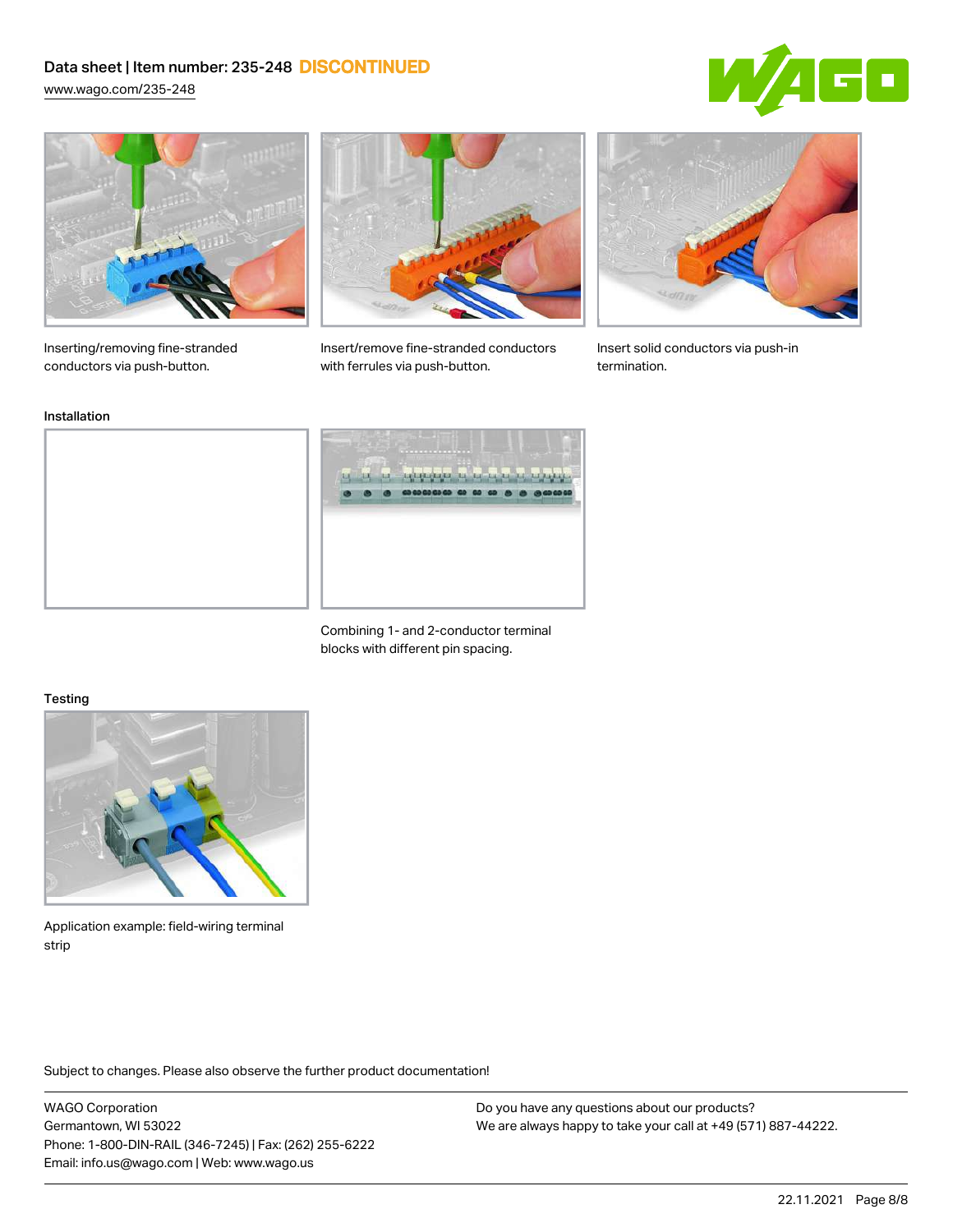Inserting/removing fine-stranded conductors via push-button.

Insert/remove fine-stranded conductors with ferrules via push-button.

Insert solid conductors via push-in termination.

## Installation

Combining 1- and 2-conductor terminal blocks with different pin spacing.

## Testing

Application example: field-wiring terminal strip

Subject to changes. Please also observe the further product documentation!

WAGO Corporation
Germantown, WI 53022
Phone: 1-800-DIN-RAIL (346-7245) | Fax: (262) 255-6222
Email: info.us@wago.com | Web: www.wago.us

Do you have any questions about our products?
We are always happy to take your call at +49 (571) 887-44222.